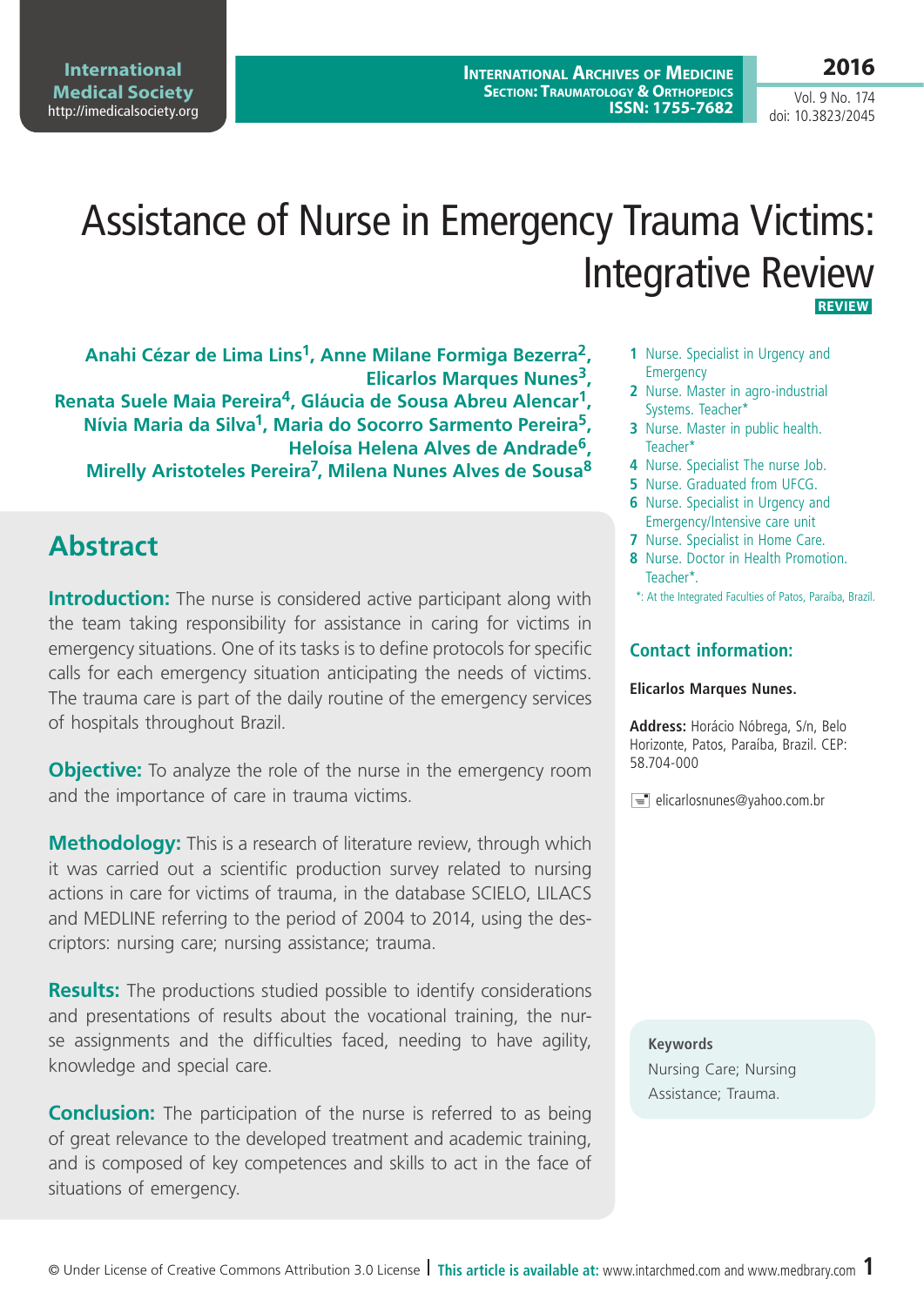# Assistance of Nurse in Emergency Trauma Victims: Integrative Review

REVIEW

**Anahi Cézar de Lima Lins[1], Anne Milane Formiga Bezerra[2], Elicarlos Marques Nunes[3], Renata Suele Maia Pereira[4], Gláucia de Sousa Abreu Alencar[1], Nívia Maria da Silva[1], Maria do Socorro Sarmento Pereira[5], Heloísa Helena Alves de Andrade[6], Mirelly Aristoteles Pereira[7], Milena Nunes Alves de Sousa[8]**

1 Nurse. Specialist in Urgency and Emergency
2 Nurse. Master in agro-industrial Systems. Teacher*
3 Nurse. Master in public health. Teacher*
4 Nurse. Specialist The nurse Job.
5 Nurse. Graduated from UFCG.
6 Nurse. Specialist in Urgency and Emergency/Intensive care unit
7 Nurse. Specialist in Home Care.
8 Nurse. Doctor in Health Promotion. Teacher*.

*: At the Integrated Faculties of Patos, Paraíba, Brazil.

## Contact information:

**Elicarlos Marques Nunes.**

**Address:** Horácio Nóbrega, S/n, Belo Horizonte, Patos, Paraíba, Brazil. CEP: 58.704-000

elicarlosnunes@yahoo.com.br

## Abstract

**Introduction:** The nurse is considered active participant along with the team taking responsibility for assistance in caring for victims in emergency situations. One of its tasks is to define protocols for specific calls for each emergency situation anticipating the needs of victims. The trauma care is part of the daily routine of the emergency services of hospitals throughout Brazil.

**Objective:** To analyze the role of the nurse in the emergency room and the importance of care in trauma victims.

**Methodology:** This is a research of literature review, through which it was carried out a scientific production survey related to nursing actions in care for victims of trauma, in the database SCIELO, LILACS and MEDLINE referring to the period of 2004 to 2014, using the descriptors: nursing care; nursing assistance; trauma.

**Results:** The productions studied possible to identify considerations and presentations of results about the vocational training, the nurse assignments and the difficulties faced, needing to have agility, knowledge and special care.

**Conclusion:** The participation of the nurse is referred to as being of great relevance to the developed treatment and academic training, and is composed of key competences and skills to act in the face of situations of emergency.

**Keywords**

Nursing Care; Nursing Assistance; Trauma.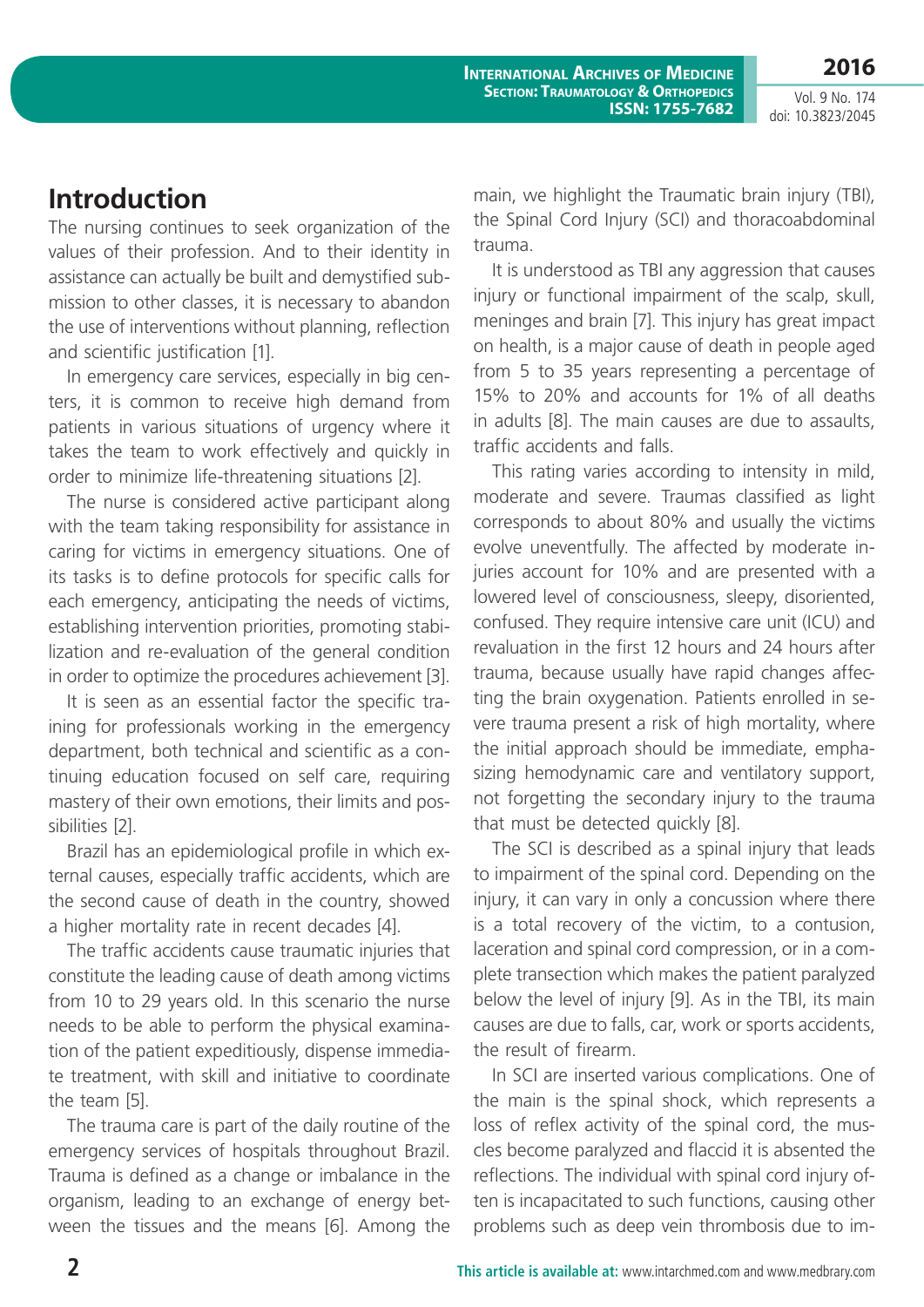## Introduction

The nursing continues to seek organization of the values of their profession. And to their identity in assistance can actually be built and demystified submission to other classes, it is necessary to abandon the use of interventions without planning, reflection and scientific justification [1].

In emergency care services, especially in big centers, it is common to receive high demand from patients in various situations of urgency where it takes the team to work effectively and quickly in order to minimize life-threatening situations [2].

The nurse is considered active participant along with the team taking responsibility for assistance in caring for victims in emergency situations. One of its tasks is to define protocols for specific calls for each emergency, anticipating the needs of victims, establishing intervention priorities, promoting stabilization and re-evaluation of the general condition in order to optimize the procedures achievement [3].

It is seen as an essential factor the specific training for professionals working in the emergency department, both technical and scientific as a continuing education focused on self care, requiring mastery of their own emotions, their limits and possibilities [2].

Brazil has an epidemiological profile in which external causes, especially traffic accidents, which are the second cause of death in the country, showed a higher mortality rate in recent decades [4].

The traffic accidents cause traumatic injuries that constitute the leading cause of death among victims from 10 to 29 years old. In this scenario the nurse needs to be able to perform the physical examination of the patient expeditiously, dispense immediate treatment, with skill and initiative to coordinate the team [5].

The trauma care is part of the daily routine of the emergency services of hospitals throughout Brazil. Trauma is defined as a change or imbalance in the organism, leading to an exchange of energy between the tissues and the means [6]. Among the main, we highlight the Traumatic brain injury (TBI), the Spinal Cord Injury (SCI) and thoracoabdominal trauma.

It is understood as TBI any aggression that causes injury or functional impairment of the scalp, skull, meninges and brain [7]. This injury has great impact on health, is a major cause of death in people aged from 5 to 35 years representing a percentage of 15% to 20% and accounts for 1% of all deaths in adults [8]. The main causes are due to assaults, traffic accidents and falls.

This rating varies according to intensity in mild, moderate and severe. Traumas classified as light corresponds to about 80% and usually the victims evolve uneventfully. The affected by moderate injuries account for 10% and are presented with a lowered level of consciousness, sleepy, disoriented, confused. They require intensive care unit (ICU) and revaluation in the first 12 hours and 24 hours after trauma, because usually have rapid changes affecting the brain oxygenation. Patients enrolled in severe trauma present a risk of high mortality, where the initial approach should be immediate, emphasizing hemodynamic care and ventilatory support, not forgetting the secondary injury to the trauma that must be detected quickly [8].

The SCI is described as a spinal injury that leads to impairment of the spinal cord. Depending on the injury, it can vary in only a concussion where there is a total recovery of the victim, to a contusion, laceration and spinal cord compression, or in a complete transection which makes the patient paralyzed below the level of injury [9]. As in the TBI, its main causes are due to falls, car, work or sports accidents, the result of firearm.

In SCI are inserted various complications. One of the main is the spinal shock, which represents a loss of reflex activity of the spinal cord, the muscles become paralyzed and flaccid it is absented the reflections. The individual with spinal cord injury often is incapacitated to such functions, causing other problems such as deep vein thrombosis due to im-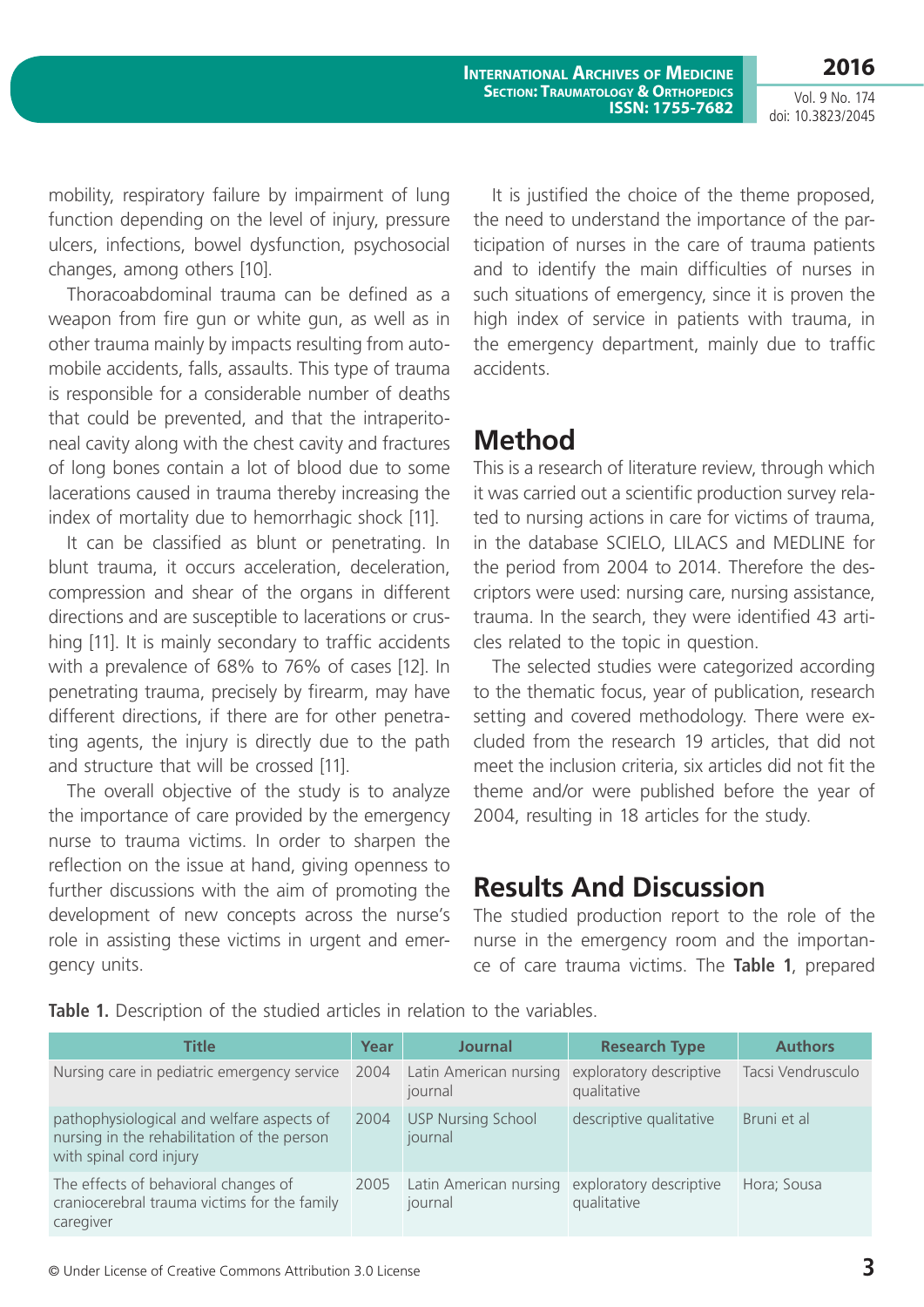mobility, respiratory failure by impairment of lung function depending on the level of injury, pressure ulcers, infections, bowel dysfunction, psychosocial changes, among others [10].

Thoracoabdominal trauma can be defined as a weapon from fire gun or white gun, as well as in other trauma mainly by impacts resulting from automobile accidents, falls, assaults. This type of trauma is responsible for a considerable number of deaths that could be prevented, and that the intraperitoneal cavity along with the chest cavity and fractures of long bones contain a lot of blood due to some lacerations caused in trauma thereby increasing the index of mortality due to hemorrhagic shock [11].

It can be classified as blunt or penetrating. In blunt trauma, it occurs acceleration, deceleration, compression and shear of the organs in different directions and are susceptible to lacerations or crushing [11]. It is mainly secondary to traffic accidents with a prevalence of 68% to 76% of cases [12]. In penetrating trauma, precisely by firearm, may have different directions, if there are for other penetrating agents, the injury is directly due to the path and structure that will be crossed [11].

The overall objective of the study is to analyze the importance of care provided by the emergency nurse to trauma victims. In order to sharpen the reflection on the issue at hand, giving openness to further discussions with the aim of promoting the development of new concepts across the nurse's role in assisting these victims in urgent and emergency units.

It is justified the choice of the theme proposed, the need to understand the importance of the participation of nurses in the care of trauma patients and to identify the main difficulties of nurses in such situations of emergency, since it is proven the high index of service in patients with trauma, in the emergency department, mainly due to traffic accidents.

## Method

This is a research of literature review, through which it was carried out a scientific production survey related to nursing actions in care for victims of trauma, in the database SCIELO, LILACS and MEDLINE for the period from 2004 to 2014. Therefore the descriptors were used: nursing care, nursing assistance, trauma. In the search, they were identified 43 articles related to the topic in question.

The selected studies were categorized according to the thematic focus, year of publication, research setting and covered methodology. There were excluded from the research 19 articles, that did not meet the inclusion criteria, six articles did not fit the theme and/or were published before the year of 2004, resulting in 18 articles for the study.

## Results And Discussion

The studied production report to the role of the nurse in the emergency room and the importance of care trauma victims. The **Table 1**, prepared

**Table 1.** Description of the studied articles in relation to the variables.

| Title | Year | Journal | Research Type | Authors |
|---|---|---|---|---|
| Nursing care in pediatric emergency service | 2004 | Latin American nursing journal | exploratory descriptive qualitative | Tacsi Vendrusculo |
| pathophysiological and welfare aspects of nursing in the rehabilitation of the person with spinal cord injury | 2004 | USP Nursing School journal | descriptive qualitative | Bruni et al |
| The effects of behavioral changes of craniocerebral trauma victims for the family caregiver | 2005 | Latin American nursing journal | exploratory descriptive qualitative | Hora; Sousa |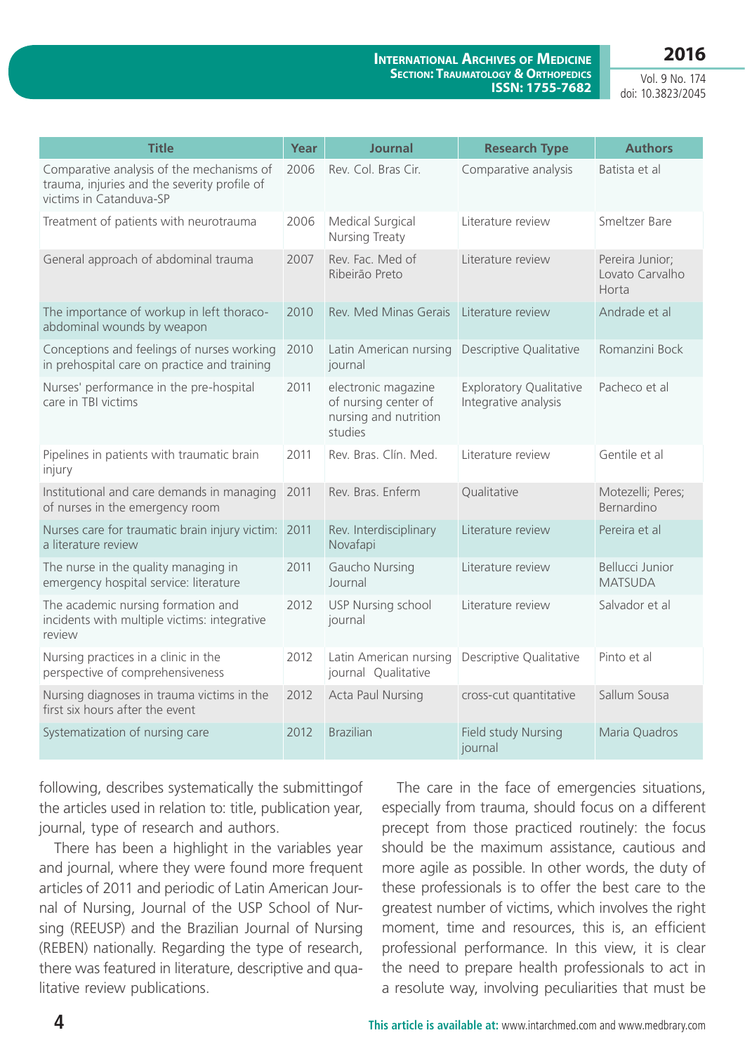| Title | Year | Journal | Research Type | Authors |
|---|---|---|---|---|
| Comparative analysis of the mechanisms of trauma, injuries and the severity profile of victims in Catanduva-SP | 2006 | Rev. Col. Bras Cir. | Comparative analysis | Batista et al |
| Treatment of patients with neurotrauma | 2006 | Medical Surgical Nursing Treaty | Literature review | Smeltzer Bare |
| General approach of abdominal trauma | 2007 | Rev. Fac. Med of Ribeirão Preto | Literature review | Pereira Junior; Lovato Carvalho Horta |
| The importance of workup in left thoraco-abdominal wounds by weapon | 2010 | Rev. Med Minas Gerais | Literature review | Andrade et al |
| Conceptions and feelings of nurses working in prehospital care on practice and training | 2010 | Latin American nursing journal | Descriptive Qualitative | Romanzini Bock |
| Nurses' performance in the pre-hospital care in TBI victims | 2011 | electronic magazine of nursing center of nursing and nutrition studies | Exploratory Qualitative Integrative analysis | Pacheco et al |
| Pipelines in patients with traumatic brain injury | 2011 | Rev. Bras. Clín. Med. | Literature review | Gentile et al |
| Institutional and care demands in managing of nurses in the emergency room | 2011 | Rev. Bras. Enferm | Qualitative | Motezelli; Peres; Bernardino |
| Nurses care for traumatic brain injury victim: a literature review | 2011 | Rev. Interdisciplinary Novafapi | Literature review | Pereira et al |
| The nurse in the quality managing in emergency hospital service: literature | 2011 | Gaucho Nursing Journal | Literature review | Bellucci Junior MATSUDA |
| The academic nursing formation and incidents with multiple victims: integrative review | 2012 | USP Nursing school journal | Literature review | Salvador et al |
| Nursing practices in a clinic in the perspective of comprehensiveness | 2012 | Latin American nursing journal Qualitative | Descriptive Qualitative | Pinto et al |
| Nursing diagnoses in trauma victims in the first six hours after the event | 2012 | Acta Paul Nursing | cross-cut quantitative | Sallum Sousa |
| Systematization of nursing care | 2012 | Brazilian | Field study Nursing journal | Maria Quadros |

following, describes systematically the submittingof the articles used in relation to: title, publication year, journal, type of research and authors.

There has been a highlight in the variables year and journal, where they were found more frequent articles of 2011 and periodic of Latin American Journal of Nursing, Journal of the USP School of Nursing (REEUSP) and the Brazilian Journal of Nursing (REBEN) nationally. Regarding the type of research, there was featured in literature, descriptive and qualitative review publications.

The care in the face of emergencies situations, especially from trauma, should focus on a different precept from those practiced routinely: the focus should be the maximum assistance, cautious and more agile as possible. In other words, the duty of these professionals is to offer the best care to the greatest number of victims, which involves the right moment, time and resources, this is, an efficient professional performance. In this view, it is clear the need to prepare health professionals to act in a resolute way, involving peculiarities that must be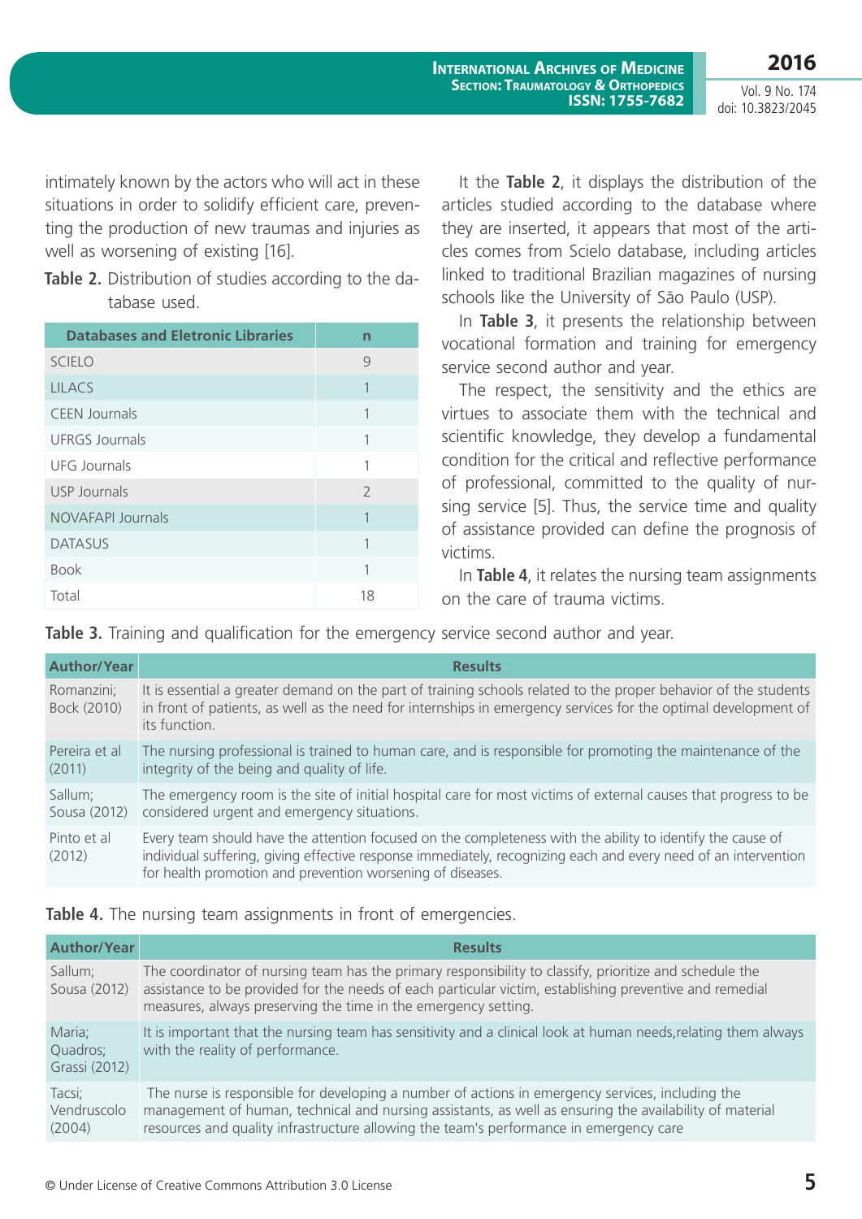intimately known by the actors who will act in these situations in order to solidify efficient care, preventing the production of new traumas and injuries as well as worsening of existing [16].

**Table 2.** Distribution of studies according to the database used.

| Databases and Eletronic Libraries | n |
|---|---|
| SCIELO | 9 |
| LILACS | 1 |
| CEEN Journals | 1 |
| UFRGS Journals | 1 |
| UFG Journals | 1 |
| USP Journals | 2 |
| NOVAFAPI Journals | 1 |
| DATASUS | 1 |
| Book | 1 |
| Total | 18 |

It the **Table 2**, it displays the distribution of the articles studied according to the database where they are inserted, it appears that most of the articles comes from Scielo database, including articles linked to traditional Brazilian magazines of nursing schools like the University of São Paulo (USP).

In **Table 3**, it presents the relationship between vocational formation and training for emergency service second author and year.

The respect, the sensitivity and the ethics are virtues to associate them with the technical and scientific knowledge, they develop a fundamental condition for the critical and reflective performance of professional, committed to the quality of nursing service [5]. Thus, the service time and quality of assistance provided can define the prognosis of victims.

In **Table 4**, it relates the nursing team assignments on the care of trauma victims.

**Table 3.** Training and qualification for the emergency service second author and year.

| Author/Year | Results |
|---|---|
| Romanzini; Bock (2010) | It is essential a greater demand on the part of training schools related to the proper behavior of the students in front of patients, as well as the need for internships in emergency services for the optimal development of its function. |
| Pereira et al (2011) | The nursing professional is trained to human care, and is responsible for promoting the maintenance of the integrity of the being and quality of life. |
| Sallum; Sousa (2012) | The emergency room is the site of initial hospital care for most victims of external causes that progress to be considered urgent and emergency situations. |
| Pinto et al (2012) | Every team should have the attention focused on the completeness with the ability to identify the cause of individual suffering, giving effective response immediately, recognizing each and every need of an intervention for health promotion and prevention worsening of diseases. |

**Table 4.** The nursing team assignments in front of emergencies.

| Author/Year | Results |
|---|---|
| Sallum; Sousa (2012) | The coordinator of nursing team has the primary responsibility to classify, prioritize and schedule the assistance to be provided for the needs of each particular victim, establishing preventive and remedial measures, always preserving the time in the emergency setting. |
| Maria; Quadros; Grassi (2012) | It is important that the nursing team has sensitivity and a clinical look at human needs,relating them always with the reality of performance. |
| Tacsi; Vendruscolo (2004) | The nurse is responsible for developing a number of actions in emergency services, including the management of human, technical and nursing assistants, as well as ensuring the availability of material resources and quality infrastructure allowing the team's performance in emergency care |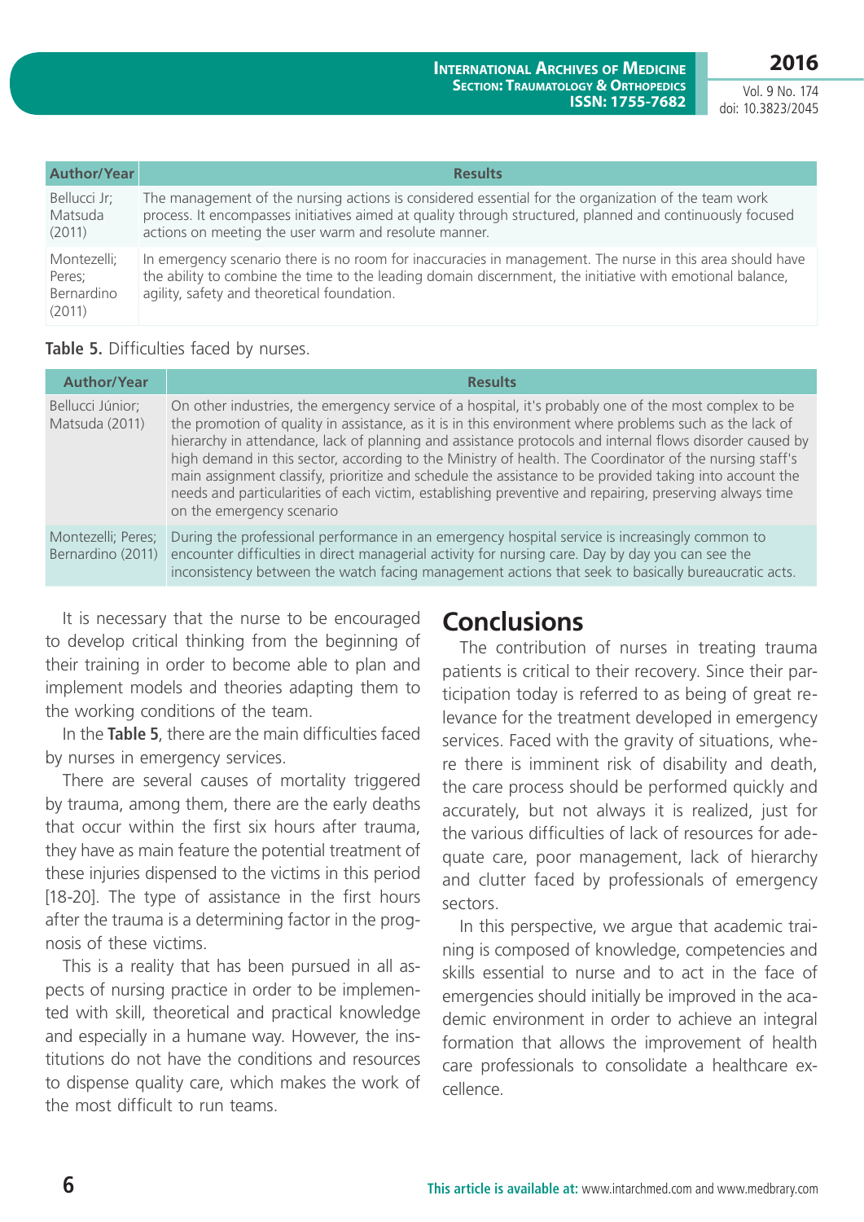| Author/Year | Results |
|---|---|
| Bellucci Jr; Matsuda (2011) | The management of the nursing actions is considered essential for the organization of the team work process. It encompasses initiatives aimed at quality through structured, planned and continuously focused actions on meeting the user warm and resolute manner. |
| Montezelli; Peres; Bernardino (2011) | In emergency scenario there is no room for inaccuracies in management. The nurse in this area should have the ability to combine the time to the leading domain discernment, the initiative with emotional balance, agility, safety and theoretical foundation. |

**Table 5.** Difficulties faced by nurses.

| Author/Year | Results |
|---|---|
| Bellucci Júnior; Matsuda (2011) | On other industries, the emergency service of a hospital, it's probably one of the most complex to be the promotion of quality in assistance, as it is in this environment where problems such as the lack of hierarchy in attendance, lack of planning and assistance protocols and internal flows disorder caused by high demand in this sector, according to the Ministry of health. The Coordinator of the nursing staff's main assignment classify, prioritize and schedule the assistance to be provided taking into account the needs and particularities of each victim, establishing preventive and repairing, preserving always time on the emergency scenario |
| Montezelli; Peres; Bernardino (2011) | During the professional performance in an emergency hospital service is increasingly common to encounter difficulties in direct managerial activity for nursing care. Day by day you can see the inconsistency between the watch facing management actions that seek to basically bureaucratic acts. |

It is necessary that the nurse to be encouraged to develop critical thinking from the beginning of their training in order to become able to plan and implement models and theories adapting them to the working conditions of the team.

In the **Table 5**, there are the main difficulties faced by nurses in emergency services.

There are several causes of mortality triggered by trauma, among them, there are the early deaths that occur within the first six hours after trauma, they have as main feature the potential treatment of these injuries dispensed to the victims in this period [18-20]. The type of assistance in the first hours after the trauma is a determining factor in the prognosis of these victims.

This is a reality that has been pursued in all aspects of nursing practice in order to be implemented with skill, theoretical and practical knowledge and especially in a humane way. However, the institutions do not have the conditions and resources to dispense quality care, which makes the work of the most difficult to run teams.

## Conclusions

The contribution of nurses in treating trauma patients is critical to their recovery. Since their participation today is referred to as being of great relevance for the treatment developed in emergency services. Faced with the gravity of situations, where there is imminent risk of disability and death, the care process should be performed quickly and accurately, but not always it is realized, just for the various difficulties of lack of resources for adequate care, poor management, lack of hierarchy and clutter faced by professionals of emergency sectors.

In this perspective, we argue that academic training is composed of knowledge, competencies and skills essential to nurse and to act in the face of emergencies should initially be improved in the academic environment in order to achieve an integral formation that allows the improvement of health care professionals to consolidate a healthcare excellence.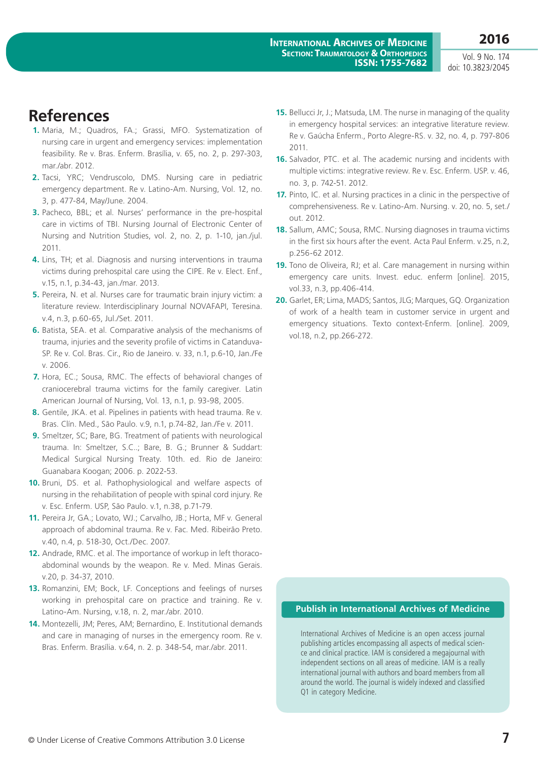# References

1. Maria, M.; Quadros, FA.; Grassi, MFO. Systematization of nursing care in urgent and emergency services: implementation feasibility. Re v. Bras. Enferm. Brasília, v. 65, no. 2, p. 297-303, mar./abr. 2012.
2. Tacsi, YRC; Vendruscolo, DMS. Nursing care in pediatric emergency department. Re v. Latino-Am. Nursing, Vol. 12, no. 3, p. 477-84, May/June. 2004.
3. Pacheco, BBL; et al. Nurses' performance in the pre-hospital care in victims of TBI. Nursing Journal of Electronic Center of Nursing and Nutrition Studies, vol. 2, no. 2, p. 1-10, jan./jul. 2011.
4. Lins, TH; et al. Diagnosis and nursing interventions in trauma victims during prehospital care using the CIPE. Re v. Elect. Enf., v.15, n.1, p.34-43, jan./mar. 2013.
5. Pereira, N. et al. Nurses care for traumatic brain injury victim: a literature review. Interdisciplinary Journal NOVAFAPI, Teresina. v.4, n.3, p.60-65, Jul./Set. 2011.
6. Batista, SEA. et al. Comparative analysis of the mechanisms of trauma, injuries and the severity profile of victims in Catanduva-SP. Re v. Col. Bras. Cir., Rio de Janeiro. v. 33, n.1, p.6-10, Jan./Fe v. 2006.
7. Hora, EC.; Sousa, RMC. The effects of behavioral changes of craniocerebral trauma victims for the family caregiver. Latin American Journal of Nursing, Vol. 13, n.1, p. 93-98, 2005.
8. Gentile, JKA. et al. Pipelines in patients with head trauma. Re v. Bras. Clín. Med., São Paulo. v.9, n.1, p.74-82, Jan./Fe v. 2011.
9. Smeltzer, SC; Bare, BG. Treatment of patients with neurological trauma. In: Smeltzer, S.C..; Bare, B. G.; Brunner & Suddart: Medical Surgical Nursing Treaty. 10th. ed. Rio de Janeiro: Guanabara Koogan; 2006. p. 2022-53.
10. Bruni, DS. et al. Pathophysiological and welfare aspects of nursing in the rehabilitation of people with spinal cord injury. Re v. Esc. Enferm. USP, São Paulo. v.1, n.38, p.71-79.
11. Pereira Jr, GA.; Lovato, WJ.; Carvalho, JB.; Horta, MF v. General approach of abdominal trauma. Re v. Fac. Med. Ribeirão Preto. v.40, n.4, p. 518-30, Oct./Dec. 2007.
12. Andrade, RMC. et al. The importance of workup in left thoraco-abdominal wounds by the weapon. Re v. Med. Minas Gerais. v.20, p. 34-37, 2010.
13. Romanzini, EM; Bock, LF. Conceptions and feelings of nurses working in prehospital care on practice and training. Re v. Latino-Am. Nursing, v.18, n. 2, mar./abr. 2010.
14. Montezelli, JM; Peres, AM; Bernardino, E. Institutional demands and care in managing of nurses in the emergency room. Re v. Bras. Enferm. Brasília. v.64, n. 2. p. 348-54, mar./abr. 2011.
15. Bellucci Jr, J.; Matsuda, LM. The nurse in managing of the quality in emergency hospital services: an integrative literature review. Re v. Gaúcha Enferm., Porto Alegre-RS. v. 32, no. 4, p. 797-806 2011.
16. Salvador, PTC. et al. The academic nursing and incidents with multiple victims: integrative review. Re v. Esc. Enferm. USP. v. 46, no. 3, p. 742-51. 2012.
17. Pinto, IC. et al. Nursing practices in a clinic in the perspective of comprehensiveness. Re v. Latino-Am. Nursing. v. 20, no. 5, set./out. 2012.
18. Sallum, AMC; Sousa, RMC. Nursing diagnoses in trauma victims in the first six hours after the event. Acta Paul Enferm. v.25, n.2, p.256-62 2012.
19. Tono de Oliveira, RJ; et al. Care management in nursing within emergency care units. Invest. educ. enferm [online]. 2015, vol.33, n.3, pp.406-414.
20. Garlet, ER; Lima, MADS; Santos, JLG; Marques, GQ. Organization of work of a health team in customer service in urgent and emergency situations. Texto context-Enferm. [online]. 2009, vol.18, n.2, pp.266-272.

**Publish in International Archives of Medicine**

International Archives of Medicine is an open access journal publishing articles encompassing all aspects of medical science and clinical practice. IAM is considered a megajournal with independent sections on all areas of medicine. IAM is a really international journal with authors and board members from all around the world. The journal is widely indexed and classified Q1 in category Medicine.